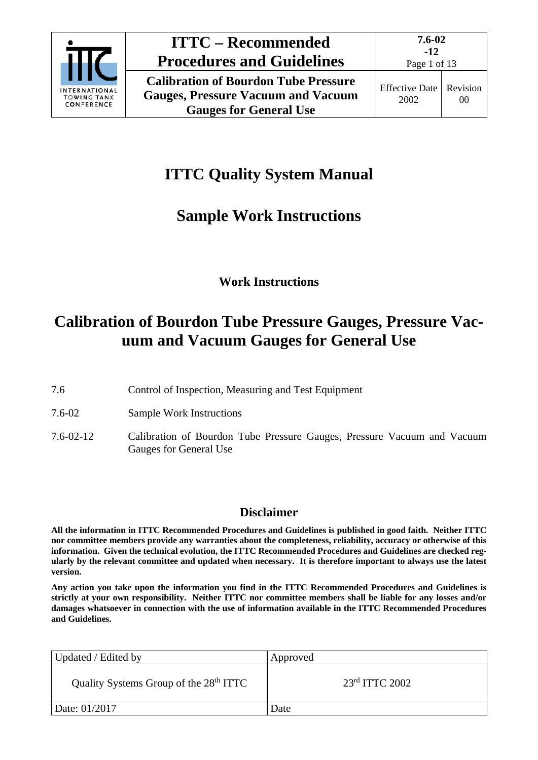# ITTC Quality System Manual

## Sample Work Instructions

### Work Instructions

# Calibration of Bourdon Tube Pressure Gauges, Pressure Vacuum and Vacuum Gauges for General Use

| | |
|---|---|
| 7.6 | Control of Inspection, Measuring and Test Equipment |
| 7.6-02 | Sample Work Instructions |
| 7.6-02-12 | Calibration of Bourdon Tube Pressure Gauges, Pressure Vacuum and Vacuum Gauges for General Use |

## Disclaimer

**All the information in ITTC Recommended Procedures and Guidelines is published in good faith. Neither ITTC nor committee members provide any warranties about the completeness, reliability, accuracy or otherwise of this information. Given the technical evolution, the ITTC Recommended Procedures and Guidelines are checked regularly by the relevant committee and updated when necessary. It is therefore important to always use the latest version.**

**Any action you take upon the information you find in the ITTC Recommended Procedures and Guidelines is strictly at your own responsibility. Neither ITTC nor committee members shall be liable for any losses and/or damages whatsoever in connection with the use of information available in the ITTC Recommended Procedures and Guidelines.**

| Updated / Edited by | Approved |
|---|---|
| Quality Systems Group of the 28th ITTC | 23rd ITTC 2002 |
| Date: 01/2017 | Date |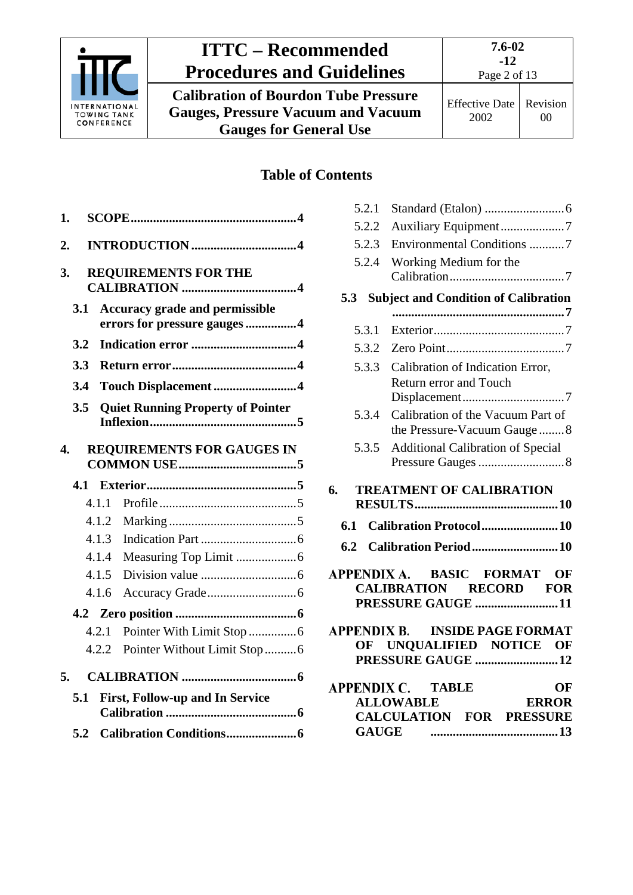## Table of Contents

**1. SCOPE** .......... 4

**2. INTRODUCTION** .......... 4

**3. REQUIREMENTS FOR THE CALIBRATION** .......... 4

- **3.1 Accuracy grade and permissible errors for pressure gauges** .......... 4
- **3.2 Indication error** .......... 4
- **3.3 Return error** .......... 4
- **3.4 Touch Displacement** .......... 4
- **3.5 Quiet Running Property of Pointer Inflexion** .......... 5

**4. REQUIREMENTS FOR GAUGES IN COMMON USE** .......... 5

- **4.1 Exterior** .......... 5
  - 4.1.1 Profile .......... 5
  - 4.1.2 Marking .......... 5
  - 4.1.3 Indication Part .......... 6
  - 4.1.4 Measuring Top Limit .......... 6
  - 4.1.5 Division value .......... 6
  - 4.1.6 Accuracy Grade .......... 6
- **4.2 Zero position** .......... 6
  - 4.2.1 Pointer With Limit Stop .......... 6
  - 4.2.2 Pointer Without Limit Stop .......... 6

**5. CALIBRATION** .......... 6

- **5.1 First, Follow-up and In Service Calibration** .......... 6
- **5.2 Calibration Conditions** .......... 6
  - 5.2.1 Standard (Etalon) .......... 6
  - 5.2.2 Auxiliary Equipment .......... 7
  - 5.2.3 Environmental Conditions .......... 7
  - 5.2.4 Working Medium for the Calibration .......... 7
- **5.3 Subject and Condition of Calibration** .......... 7
  - 5.3.1 Exterior .......... 7
  - 5.3.2 Zero Point .......... 7
  - 5.3.3 Calibration of Indication Error, Return error and Touch Displacement .......... 7
  - 5.3.4 Calibration of the Vacuum Part of the Pressure-Vacuum Gauge .......... 8
  - 5.3.5 Additional Calibration of Special Pressure Gauges .......... 8

**6. TREATMENT OF CALIBRATION RESULTS** .......... 10

- **6.1 Calibration Protocol** .......... 10
- **6.2 Calibration Period** .......... 10

**APPENDIX A. BASIC FORMAT OF CALIBRATION RECORD FOR PRESSURE GAUGE** .......... 11

**APPENDIX B. INSIDE PAGE FORMAT OF UNQUALIFIED NOTICE OF PRESSURE GAUGE** .......... 12

**APPENDIX C. TABLE OF ALLOWABLE ERROR CALCULATION FOR PRESSURE GAUGE** .......... 13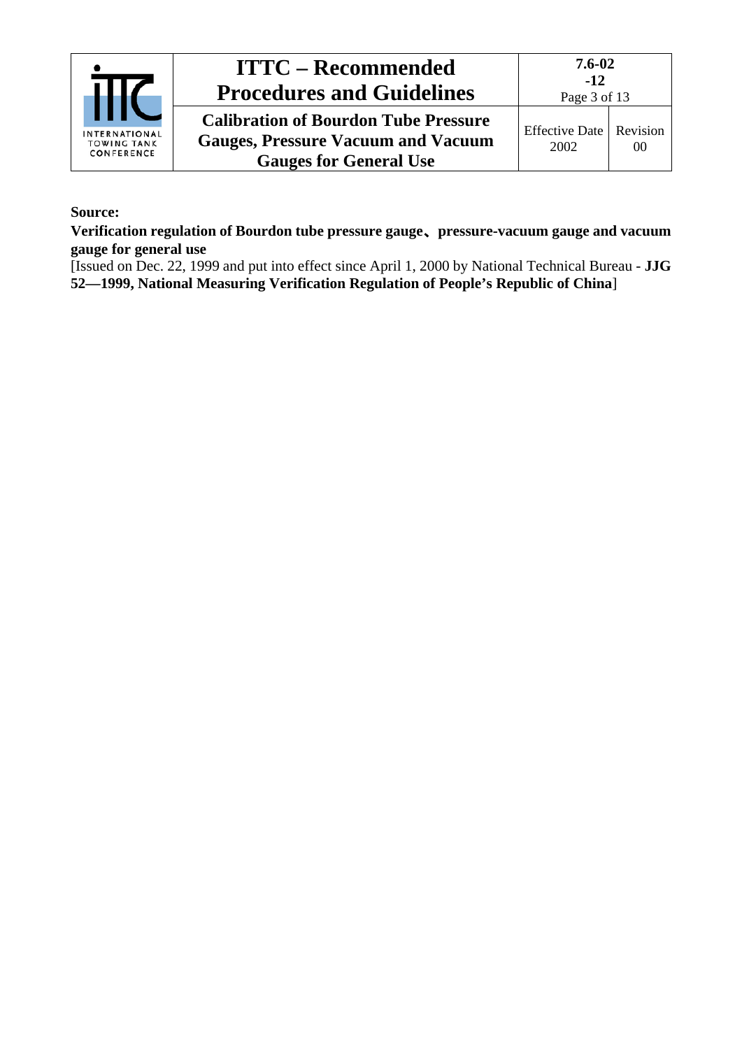**Source:**

**Verification regulation of Bourdon tube pressure gauge、pressure-vacuum gauge and vacuum gauge for general use**

[Issued on Dec. 22, 1999 and put into effect since April 1, 2000 by National Technical Bureau - **JJG 52—1999, National Measuring Verification Regulation of People's Republic of China**]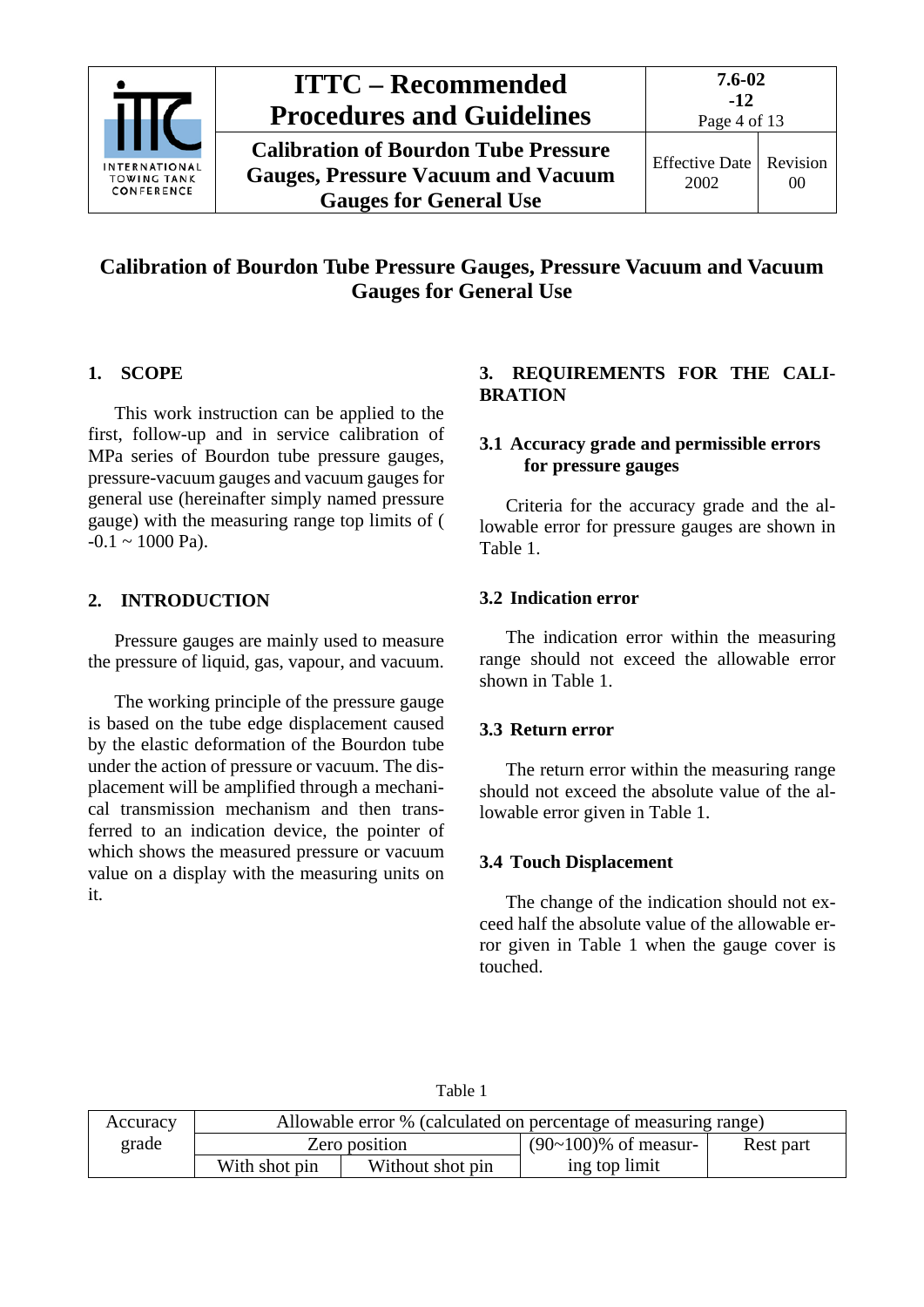# Calibration of Bourdon Tube Pressure Gauges, Pressure Vacuum and Vacuum Gauges for General Use

## 1. SCOPE

This work instruction can be applied to the first, follow-up and in service calibration of MPa series of Bourdon tube pressure gauges, pressure-vacuum gauges and vacuum gauges for general use (hereinafter simply named pressure gauge) with the measuring range top limits of ( -0.1 ~ 1000 Pa).

## 2. INTRODUCTION

Pressure gauges are mainly used to measure the pressure of liquid, gas, vapour, and vacuum.

The working principle of the pressure gauge is based on the tube edge displacement caused by the elastic deformation of the Bourdon tube under the action of pressure or vacuum. The displacement will be amplified through a mechanical transmission mechanism and then transferred to an indication device, the pointer of which shows the measured pressure or vacuum value on a display with the measuring units on it.

## 3. REQUIREMENTS FOR THE CALIBRATION

### 3.1 Accuracy grade and permissible errors for pressure gauges

Criteria for the accuracy grade and the allowable error for pressure gauges are shown in Table 1.

### 3.2 Indication error

The indication error within the measuring range should not exceed the allowable error shown in Table 1.

### 3.3 Return error

The return error within the measuring range should not exceed the absolute value of the allowable error given in Table 1.

### 3.4 Touch Displacement

The change of the indication should not exceed half the absolute value of the allowable error given in Table 1 when the gauge cover is touched.

Table 1

| Accuracy grade | Allowable error % (calculated on percentage of measuring range) | | | |
|---|---|---|---|---|
| | Zero position | | (90~100)% of measuring top limit | Rest part |
| | With shot pin | Without shot pin | | |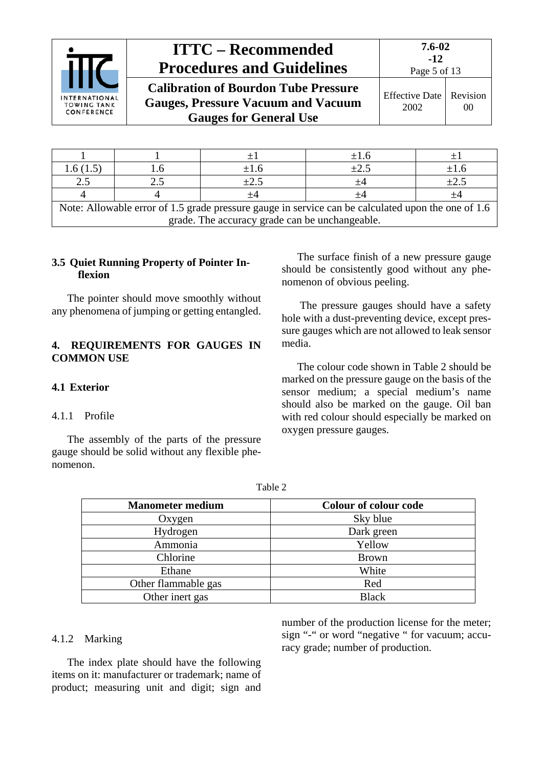| 1 | 1 | ±1 | ±1.6 | ±1 |
|---|---|---|---|---|
| 1.6 (1.5) | 1.6 | ±1.6 | ±2.5 | ±1.6 |
| 2.5 | 2.5 | ±2.5 | ±4 | ±2.5 |
| 4 | 4 | ±4 | ±4 | ±4 |
| Note: Allowable error of 1.5 grade pressure gauge in service can be calculated upon the one of 1.6 grade. The accuracy grade can be unchangeable. | | | | |

### 3.5 Quiet Running Property of Pointer Inflexion

The pointer should move smoothly without any phenomena of jumping or getting entangled.

## 4. REQUIREMENTS FOR GAUGES IN COMMON USE

### 4.1 Exterior

4.1.1 Profile

The assembly of the parts of the pressure gauge should be solid without any flexible phenomenon.

The surface finish of a new pressure gauge should be consistently good without any phenomenon of obvious peeling.

The pressure gauges should have a safety hole with a dust-preventing device, except pressure gauges which are not allowed to leak sensor media.

The colour code shown in Table 2 should be marked on the pressure gauge on the basis of the sensor medium; a special medium's name should also be marked on the gauge. Oil ban with red colour should especially be marked on oxygen pressure gauges.

Table 2

| Manometer medium | Colour of colour code |
|---|---|
| Oxygen | Sky blue |
| Hydrogen | Dark green |
| Ammonia | Yellow |
| Chlorine | Brown |
| Ethane | White |
| Other flammable gas | Red |
| Other inert gas | Black |

4.1.2 Marking

The index plate should have the following items on it: manufacturer or trademark; name of product; measuring unit and digit; sign and number of the production license for the meter; sign "-" or word "negative " for vacuum; accuracy grade; number of production.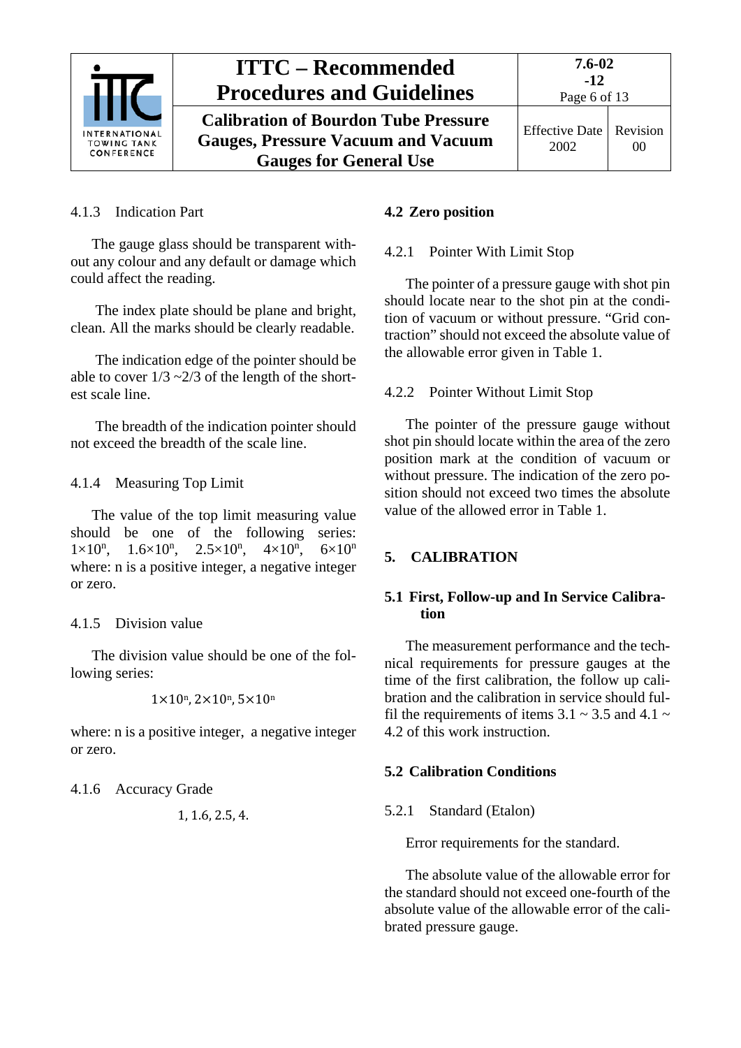#### 4.1.3 Indication Part

The gauge glass should be transparent without any colour and any default or damage which could affect the reading.

The index plate should be plane and bright, clean. All the marks should be clearly readable.

The indication edge of the pointer should be able to cover 1/3 ~2/3 of the length of the shortest scale line.

The breadth of the indication pointer should not exceed the breadth of the scale line.

#### 4.1.4 Measuring Top Limit

The value of the top limit measuring value should be one of the following series: $1\times10^n$, $1.6\times10^n$, $2.5\times10^n$, $4\times10^n$, $6\times10^n$ where: n is a positive integer, a negative integer or zero.

#### 4.1.5 Division value

The division value should be one of the following series:

$$1\times10^n, 2\times10^n, 5\times10^n$$

where: n is a positive integer, a negative integer or zero.

#### 4.1.6 Accuracy Grade

1, 1.6, 2.5, 4.

### 4.2 Zero position

#### 4.2.1 Pointer With Limit Stop

The pointer of a pressure gauge with shot pin should locate near to the shot pin at the condition of vacuum or without pressure. "Grid contraction" should not exceed the absolute value of the allowable error given in Table 1.

#### 4.2.2 Pointer Without Limit Stop

The pointer of the pressure gauge without shot pin should locate within the area of the zero position mark at the condition of vacuum or without pressure. The indication of the zero position should not exceed two times the absolute value of the allowed error in Table 1.

## 5. CALIBRATION

### 5.1 First, Follow-up and In Service Calibration

The measurement performance and the technical requirements for pressure gauges at the time of the first calibration, the follow up calibration and the calibration in service should fulfil the requirements of items 3.1 ~ 3.5 and 4.1 ~ 4.2 of this work instruction.

### 5.2 Calibration Conditions

#### 5.2.1 Standard (Etalon)

Error requirements for the standard.

The absolute value of the allowable error for the standard should not exceed one-fourth of the absolute value of the allowable error of the calibrated pressure gauge.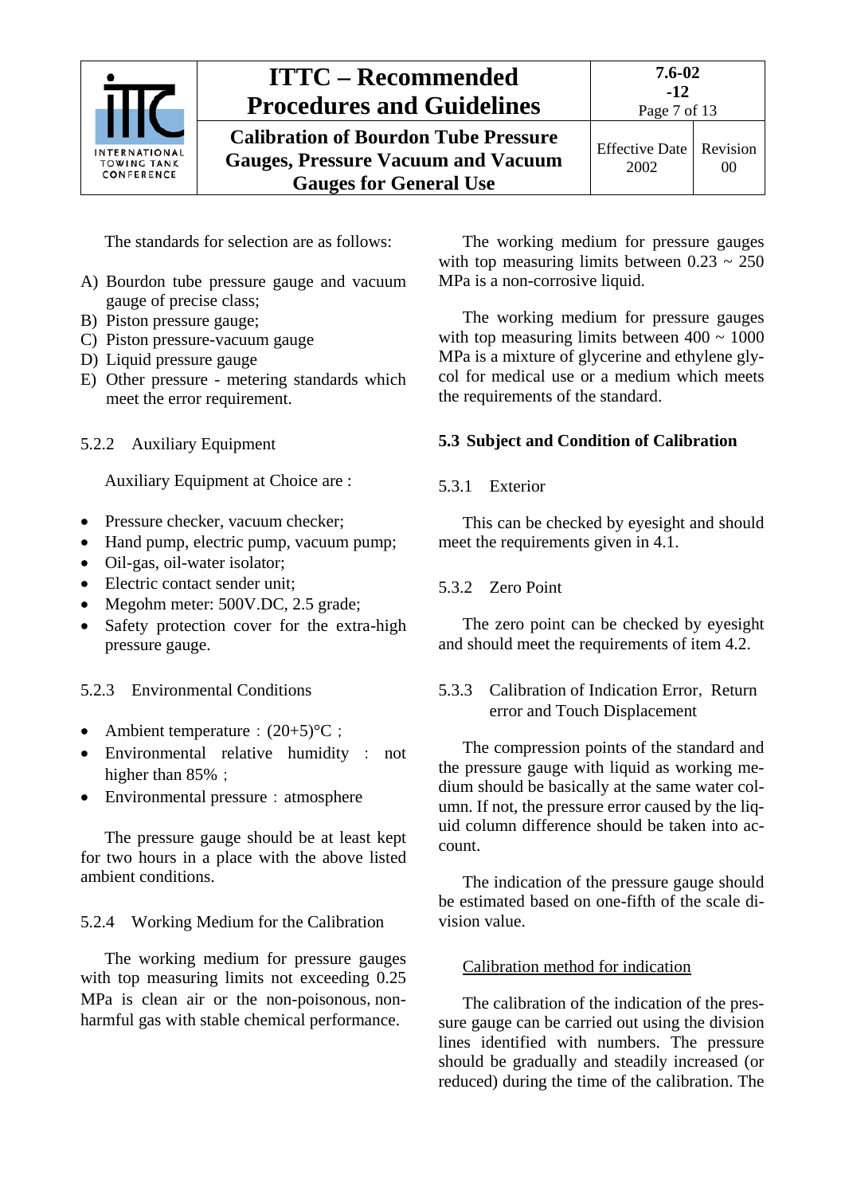The standards for selection are as follows:

A) Bourdon tube pressure gauge and vacuum gauge of precise class;
B) Piston pressure gauge;
C) Piston pressure-vacuum gauge
D) Liquid pressure gauge
E) Other pressure - metering standards which meet the error requirement.

5.2.2 Auxiliary Equipment

Auxiliary Equipment at Choice are :

- Pressure checker, vacuum checker;
- Hand pump, electric pump, vacuum pump;
- Oil-gas, oil-water isolator;
- Electric contact sender unit;
- Megohm meter: 500V.DC, 2.5 grade;
- Safety protection cover for the extra-high pressure gauge.

5.2.3 Environmental Conditions

- Ambient temperature：(20+5)°C；
- Environmental relative humidity ： not higher than 85%；
- Environmental pressure：atmosphere

The pressure gauge should be at least kept for two hours in a place with the above listed ambient conditions.

5.2.4 Working Medium for the Calibration

The working medium for pressure gauges with top measuring limits not exceeding 0.25 MPa is clean air or the non-poisonous, non-harmful gas with stable chemical performance.

The working medium for pressure gauges with top measuring limits between 0.23 ~ 250 MPa is a non-corrosive liquid.

The working medium for pressure gauges with top measuring limits between 400 ~ 1000 MPa is a mixture of glycerine and ethylene glycol for medical use or a medium which meets the requirements of the standard.

### 5.3 Subject and Condition of Calibration

5.3.1 Exterior

This can be checked by eyesight and should meet the requirements given in 4.1.

5.3.2 Zero Point

The zero point can be checked by eyesight and should meet the requirements of item 4.2.

5.3.3 Calibration of Indication Error, Return error and Touch Displacement

The compression points of the standard and the pressure gauge with liquid as working medium should be basically at the same water column. If not, the pressure error caused by the liquid column difference should be taken into account.

The indication of the pressure gauge should be estimated based on one-fifth of the scale division value.

Calibration method for indication

The calibration of the indication of the pressure gauge can be carried out using the division lines identified with numbers. The pressure should be gradually and steadily increased (or reduced) during the time of the calibration. The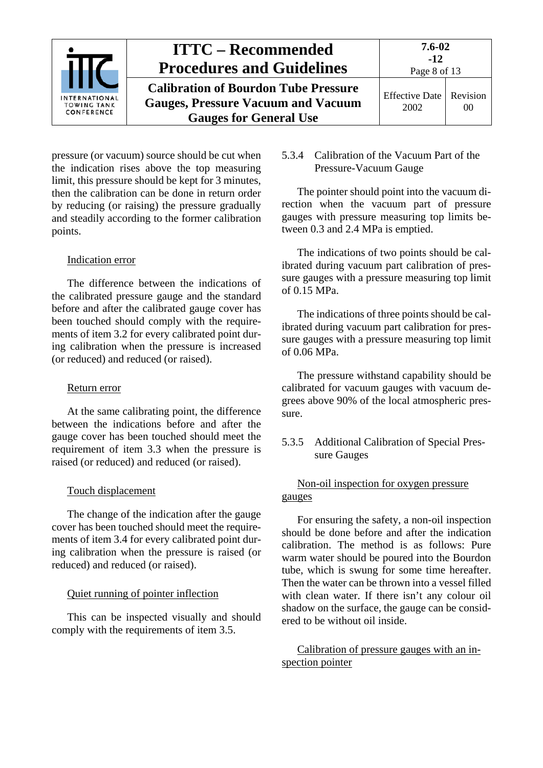pressure (or vacuum) source should be cut when the indication rises above the top measuring limit, this pressure should be kept for 3 minutes, then the calibration can be done in return order by reducing (or raising) the pressure gradually and steadily according to the former calibration points.

Indication error

The difference between the indications of the calibrated pressure gauge and the standard before and after the calibrated gauge cover has been touched should comply with the requirements of item 3.2 for every calibrated point during calibration when the pressure is increased (or reduced) and reduced (or raised).

Return error

At the same calibrating point, the difference between the indications before and after the gauge cover has been touched should meet the requirement of item 3.3 when the pressure is raised (or reduced) and reduced (or raised).

Touch displacement

The change of the indication after the gauge cover has been touched should meet the requirements of item 3.4 for every calibrated point during calibration when the pressure is raised (or reduced) and reduced (or raised).

Quiet running of pointer inflection

This can be inspected visually and should comply with the requirements of item 3.5.

### 5.3.4 Calibration of the Vacuum Part of the Pressure-Vacuum Gauge

The pointer should point into the vacuum direction when the vacuum part of pressure gauges with pressure measuring top limits between 0.3 and 2.4 MPa is emptied.

The indications of two points should be calibrated during vacuum part calibration of pressure gauges with a pressure measuring top limit of 0.15 MPa.

The indications of three points should be calibrated during vacuum part calibration for pressure gauges with a pressure measuring top limit of 0.06 MPa.

The pressure withstand capability should be calibrated for vacuum gauges with vacuum degrees above 90% of the local atmospheric pressure.

### 5.3.5 Additional Calibration of Special Pressure Gauges

Non-oil inspection for oxygen pressure gauges

For ensuring the safety, a non-oil inspection should be done before and after the indication calibration. The method is as follows: Pure warm water should be poured into the Bourdon tube, which is swung for some time hereafter. Then the water can be thrown into a vessel filled with clean water. If there isn't any colour oil shadow on the surface, the gauge can be considered to be without oil inside.

Calibration of pressure gauges with an inspection pointer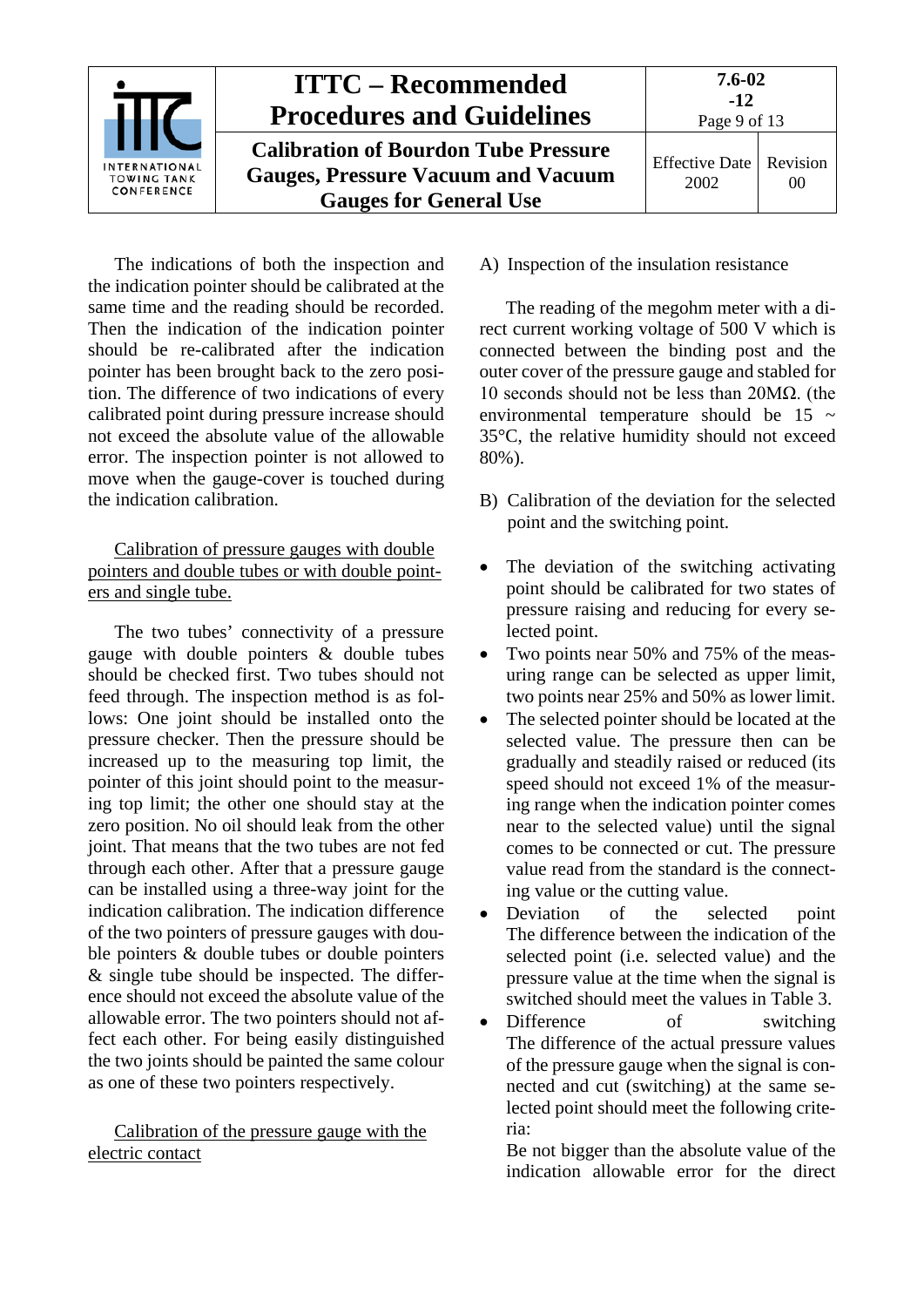The indications of both the inspection and the indication pointer should be calibrated at the same time and the reading should be recorded. Then the indication of the indication pointer should be re-calibrated after the indication pointer has been brought back to the zero position. The difference of two indications of every calibrated point during pressure increase should not exceed the absolute value of the allowable error. The inspection pointer is not allowed to move when the gauge-cover is touched during the indication calibration.

Calibration of pressure gauges with double pointers and double tubes or with double pointers and single tube.

The two tubes' connectivity of a pressure gauge with double pointers & double tubes should be checked first. Two tubes should not feed through. The inspection method is as follows: One joint should be installed onto the pressure checker. Then the pressure should be increased up to the measuring top limit, the pointer of this joint should point to the measuring top limit; the other one should stay at the zero position. No oil should leak from the other joint. That means that the two tubes are not fed through each other. After that a pressure gauge can be installed using a three-way joint for the indication calibration. The indication difference of the two pointers of pressure gauges with double pointers & double tubes or double pointers & single tube should be inspected. The difference should not exceed the absolute value of the allowable error. The two pointers should not affect each other. For being easily distinguished the two joints should be painted the same colour as one of these two pointers respectively.

Calibration of the pressure gauge with the electric contact

A) Inspection of the insulation resistance

The reading of the megohm meter with a direct current working voltage of 500 V which is connected between the binding post and the outer cover of the pressure gauge and stabled for 10 seconds should not be less than 20MΩ. (the environmental temperature should be 15 ~ 35°C, the relative humidity should not exceed 80%).

B) Calibration of the deviation for the selected point and the switching point.

- The deviation of the switching activating point should be calibrated for two states of pressure raising and reducing for every selected point.
- Two points near 50% and 75% of the measuring range can be selected as upper limit, two points near 25% and 50% as lower limit.
- The selected pointer should be located at the selected value. The pressure then can be gradually and steadily raised or reduced (its speed should not exceed 1% of the measuring range when the indication pointer comes near to the selected value) until the signal comes to be connected or cut. The pressure value read from the standard is the connecting value or the cutting value.
- Deviation of the selected point
  The difference between the indication of the selected point (i.e. selected value) and the pressure value at the time when the signal is switched should meet the values in Table 3.
- Difference of switching
  The difference of the actual pressure values of the pressure gauge when the signal is connected and cut (switching) at the same selected point should meet the following criteria:
  Be not bigger than the absolute value of the indication allowable error for the direct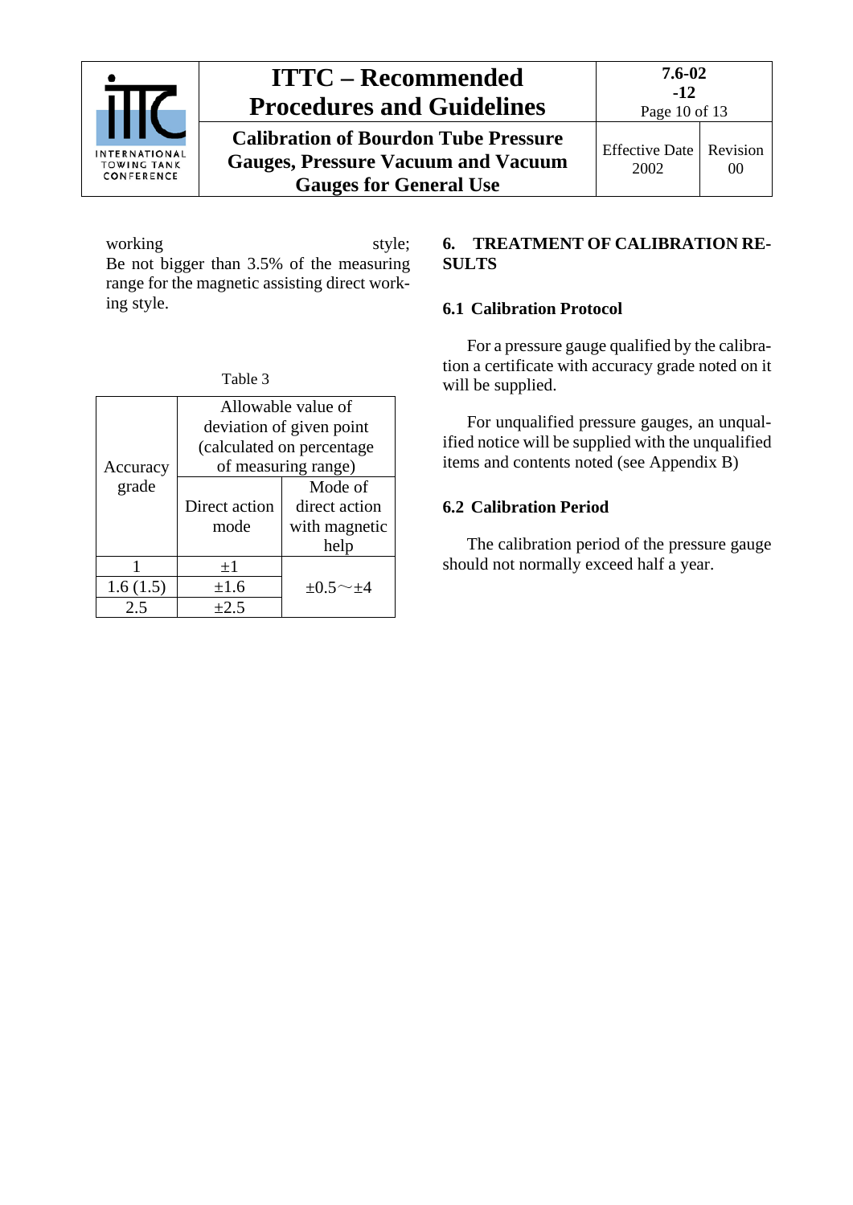working style;
Be not bigger than 3.5% of the measuring range for the magnetic assisting direct working style.

Table 3

| Accuracy grade | Allowable value of deviation of given point (calculated on percentage of measuring range) | |
|---|---|---|
| | Direct action mode | Mode of direct action with magnetic help |
| 1 | ±1 | ±0.5～±4 |
| 1.6 (1.5) | ±1.6 | |
| 2.5 | ±2.5 | |

## 6. TREATMENT OF CALIBRATION RESULTS

### 6.1 Calibration Protocol

For a pressure gauge qualified by the calibration a certificate with accuracy grade noted on it will be supplied.

For unqualified pressure gauges, an unqualified notice will be supplied with the unqualified items and contents noted (see Appendix B)

### 6.2 Calibration Period

The calibration period of the pressure gauge should not normally exceed half a year.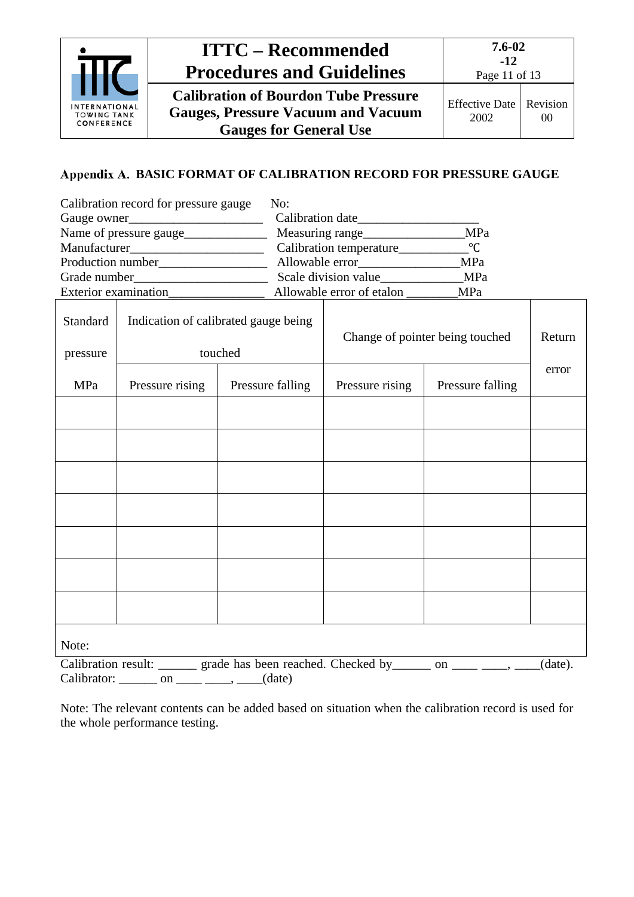## Appendix A. BASIC FORMAT OF CALIBRATION RECORD FOR PRESSURE GAUGE

Calibration record for pressure gauge No:

| | |
|---|---|
| Gauge owner____________________ | Calibration date__________________ |
| Name of pressure gauge____________ | Measuring range_______________MPa |
| Manufacturer____________________ | Calibration temperature__________℃ |
| Production number________________ | Allowable error_______________MPa |
| Grade number____________________ | Scale division value____________MPa |
| Exterior examination______________ | Allowable error of etalon _______MPa |

| Standard pressure MPa | Indication of calibrated gauge being touched | | Change of pointer being touched | | Return error |
|---|---|---|---|---|---|
| | Pressure rising | Pressure falling | Pressure rising | Pressure falling | |
| | | | | | |
| | | | | | |
| | | | | | |
| | | | | | |
| | | | | | |
| | | | | | |
| | | | | | |
| Note: | | | | | |

Calibration result: ______ grade has been reached. Checked by______ on ____ ____, ____(date).
Calibrator: ______ on ____ ____, ____(date)

Note: The relevant contents can be added based on situation when the calibration record is used for the whole performance testing.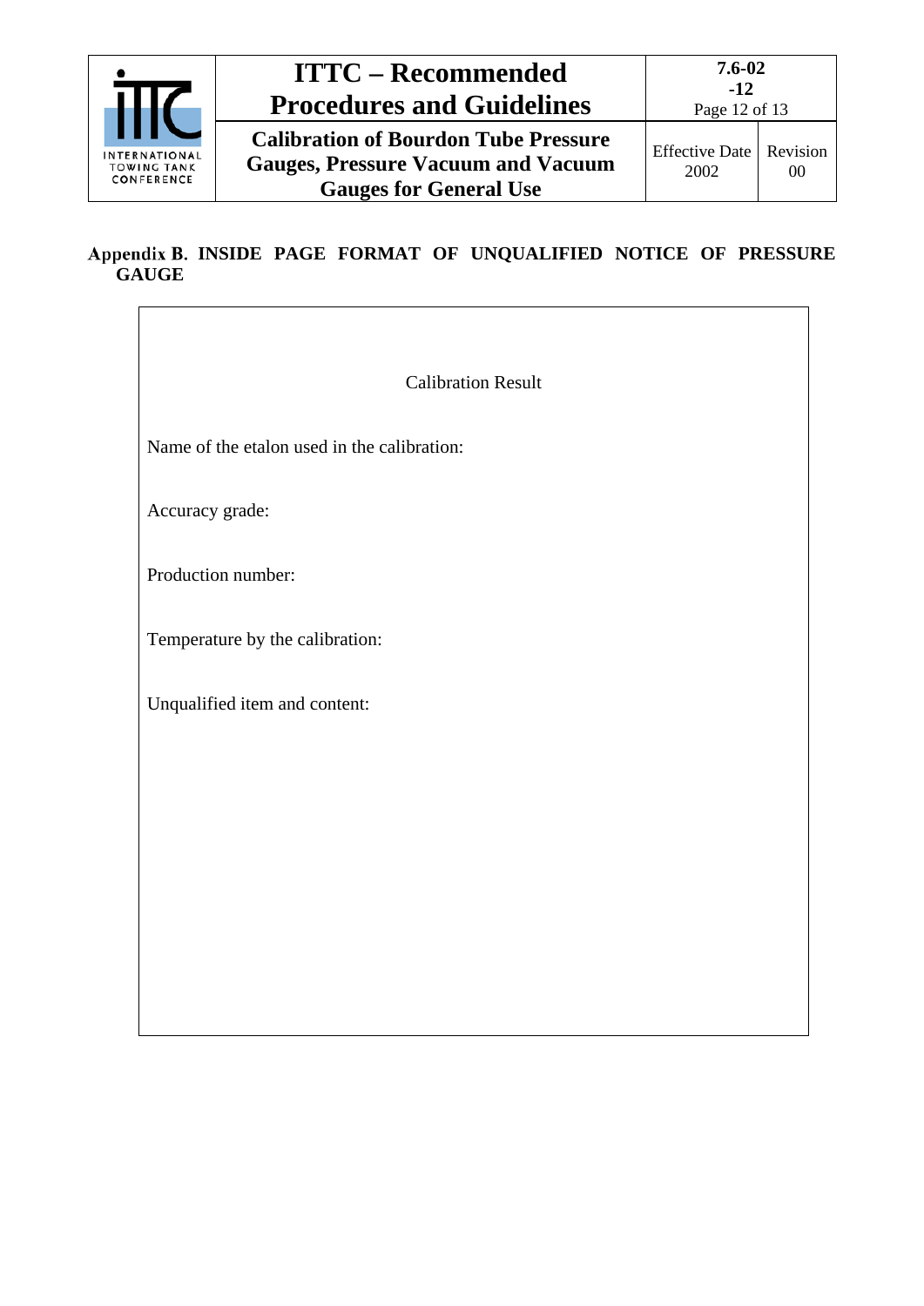## Appendix B. INSIDE PAGE FORMAT OF UNQUALIFIED NOTICE OF PRESSURE GAUGE

Calibration Result

Name of the etalon used in the calibration:

Accuracy grade:

Production number:

Temperature by the calibration:

Unqualified item and content: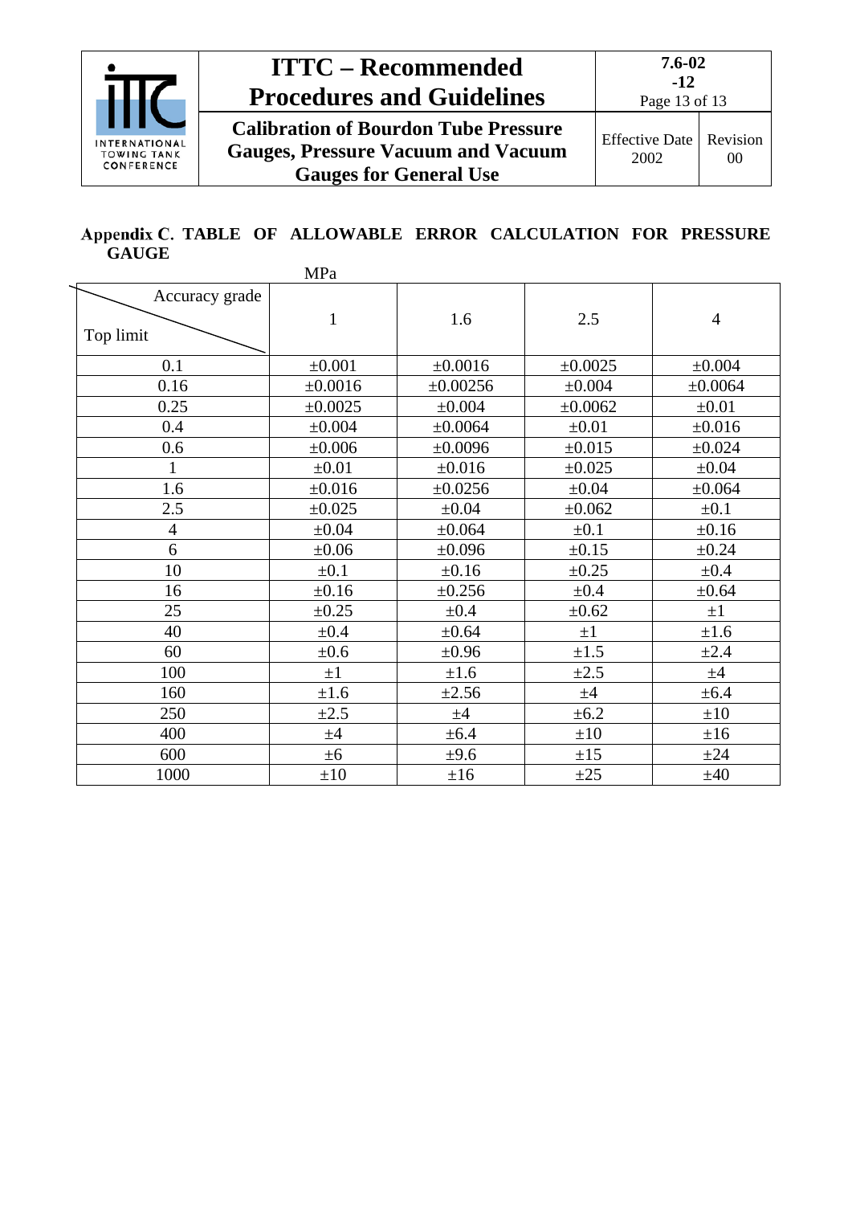## Appendix C. TABLE OF ALLOWABLE ERROR CALCULATION FOR PRESSURE GAUGE

MPa

| Accuracy grade / Top limit | 1 | 1.6 | 2.5 | 4 |
|---|---|---|---|---|
| 0.1 | ±0.001 | ±0.0016 | ±0.0025 | ±0.004 |
| 0.16 | ±0.0016 | ±0.00256 | ±0.004 | ±0.0064 |
| 0.25 | ±0.0025 | ±0.004 | ±0.0062 | ±0.01 |
| 0.4 | ±0.004 | ±0.0064 | ±0.01 | ±0.016 |
| 0.6 | ±0.006 | ±0.0096 | ±0.015 | ±0.024 |
| 1 | ±0.01 | ±0.016 | ±0.025 | ±0.04 |
| 1.6 | ±0.016 | ±0.0256 | ±0.04 | ±0.064 |
| 2.5 | ±0.025 | ±0.04 | ±0.062 | ±0.1 |
| 4 | ±0.04 | ±0.064 | ±0.1 | ±0.16 |
| 6 | ±0.06 | ±0.096 | ±0.15 | ±0.24 |
| 10 | ±0.1 | ±0.16 | ±0.25 | ±0.4 |
| 16 | ±0.16 | ±0.256 | ±0.4 | ±0.64 |
| 25 | ±0.25 | ±0.4 | ±0.62 | ±1 |
| 40 | ±0.4 | ±0.64 | ±1 | ±1.6 |
| 60 | ±0.6 | ±0.96 | ±1.5 | ±2.4 |
| 100 | ±1 | ±1.6 | ±2.5 | ±4 |
| 160 | ±1.6 | ±2.56 | ±4 | ±6.4 |
| 250 | ±2.5 | ±4 | ±6.2 | ±10 |
| 400 | ±4 | ±6.4 | ±10 | ±16 |
| 600 | ±6 | ±9.6 | ±15 | ±24 |
| 1000 | ±10 | ±16 | ±25 | ±40 |